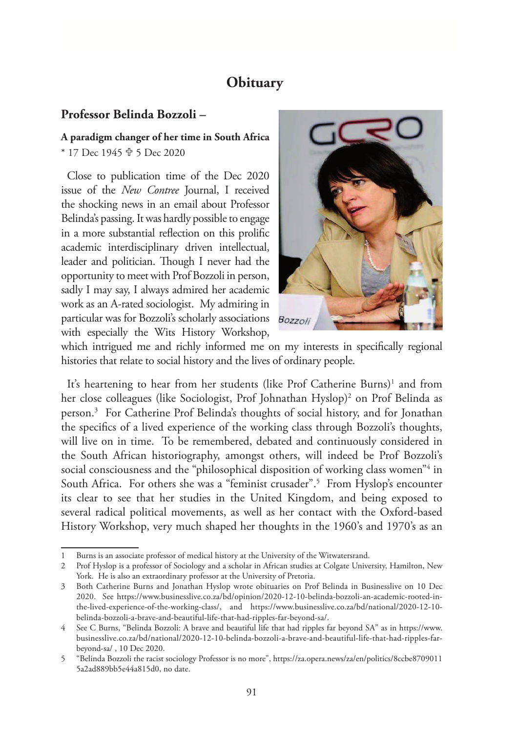# Obituary

## Professor Belinda Bozzoli –

**A paradigm changer of her time in South Africa**

\* 17 Dec 1945 ✞ 5 Dec 2020

Close to publication time of the Dec 2020 issue of the *New Contree* Journal, I received the shocking news in an email about Professor Belinda's passing. It was hardly possible to engage in a more substantial reflection on this prolific academic interdisciplinary driven intellectual, leader and politician. Though I never had the opportunity to meet with Prof Bozzoli in person, sadly I may say, I always admired her academic work as an A-rated sociologist. My admiring in particular was for Bozzoli's scholarly associations with especially the Wits History Workshop, which intrigued me and richly informed me on my interests in specifically regional histories that relate to social history and the lives of ordinary people.

It's heartening to hear from her students (like Prof Catherine Burns)[1] and from her close colleagues (like Sociologist, Prof Johnathan Hyslop)[2] on Prof Belinda as person.[3] For Catherine Prof Belinda's thoughts of social history, and for Jonathan the specifics of a lived experience of the working class through Bozzoli's thoughts, will live on in time. To be remembered, debated and continuously considered in the South African historiography, amongst others, will indeed be Prof Bozzoli's social consciousness and the "philosophical disposition of working class women"[4] in South Africa. For others she was a "feminist crusader".[5] From Hyslop's encounter its clear to see that her studies in the United Kingdom, and being exposed to several radical political movements, as well as her contact with the Oxford-based History Workshop, very much shaped her thoughts in the 1960's and 1970's as an

---

1 Burns is an associate professor of medical history at the University of the Witwatersrand.

2 Prof Hyslop is a professor of Sociology and a scholar in African studies at Colgate University, Hamilton, New York. He is also an extraordinary professor at the University of Pretoria.

3 Both Catherine Burns and Jonathan Hyslop wrote obituaries on Prof Belinda in Businesslive on 10 Dec 2020. See https://www.businesslive.co.za/bd/opinion/2020-12-10-belinda-bozzoli-an-academic-rooted-in-the-lived-experience-of-the-working-class/, and https://www.businesslive.co.za/bd/national/2020-12-10-belinda-bozzoli-a-brave-and-beautiful-life-that-had-ripples-far-beyond-sa/.

4 See C Burns, "Belinda Bozzoli: A brave and beautiful life that had ripples far beyond SA" as in https://www.businesslive.co.za/bd/national/2020-12-10-belinda-bozzoli-a-brave-and-beautiful-life-that-had-ripples-far-beyond-sa/ , 10 Dec 2020.

5 "Belinda Bozzoli the racist sociology Professor is no more", https://za.opera.news/za/en/politics/8ccbe87090115a2ad889bb5e44a815d0, no date.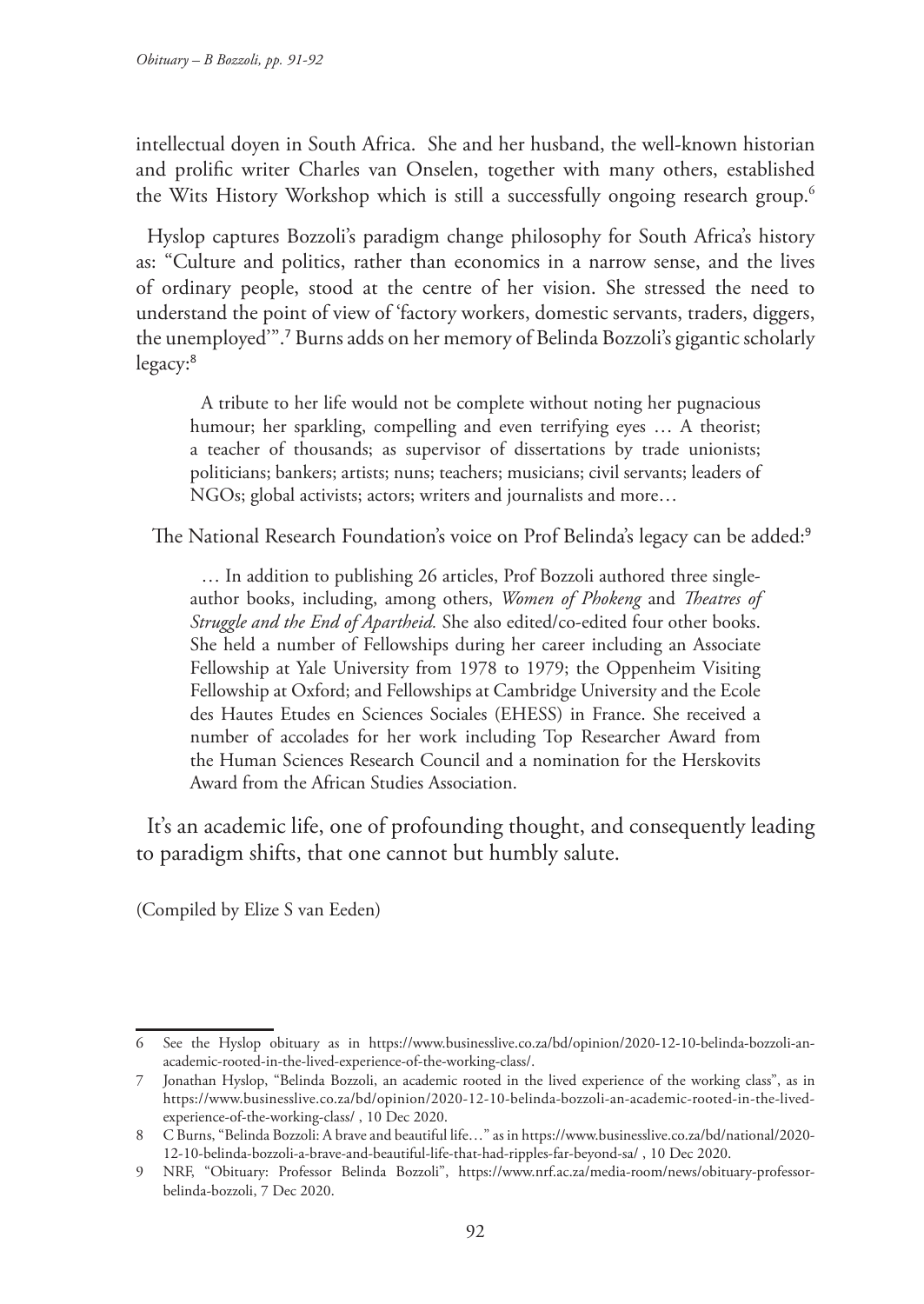intellectual doyen in South Africa. She and her husband, the well-known historian and prolific writer Charles van Onselen, together with many others, established the Wits History Workshop which is still a successfully ongoing research group.[6]

Hyslop captures Bozzoli's paradigm change philosophy for South Africa's history as: "Culture and politics, rather than economics in a narrow sense, and the lives of ordinary people, stood at the centre of her vision. She stressed the need to understand the point of view of 'factory workers, domestic servants, traders, diggers, the unemployed'".[7] Burns adds on her memory of Belinda Bozzoli's gigantic scholarly legacy:[8]

> A tribute to her life would not be complete without noting her pugnacious humour; her sparkling, compelling and even terrifying eyes … A theorist; a teacher of thousands; as supervisor of dissertations by trade unionists; politicians; bankers; artists; nuns; teachers; musicians; civil servants; leaders of NGOs; global activists; actors; writers and journalists and more…

The National Research Foundation's voice on Prof Belinda's legacy can be added:[9]

> … In addition to publishing 26 articles, Prof Bozzoli authored three single-author books, including, among others, *Women of Phokeng* and *Theatres of Struggle and the End of Apartheid.* She also edited/co-edited four other books. She held a number of Fellowships during her career including an Associate Fellowship at Yale University from 1978 to 1979; the Oppenheim Visiting Fellowship at Oxford; and Fellowships at Cambridge University and the Ecole des Hautes Etudes en Sciences Sociales (EHESS) in France. She received a number of accolades for her work including Top Researcher Award from the Human Sciences Research Council and a nomination for the Herskovits Award from the African Studies Association.

It's an academic life, one of profounding thought, and consequently leading to paradigm shifts, that one cannot but humbly salute.

(Compiled by Elize S van Eeden)

---

6 See the Hyslop obituary as in https://www.businesslive.co.za/bd/opinion/2020-12-10-belinda-bozzoli-an-academic-rooted-in-the-lived-experience-of-the-working-class/.

7 Jonathan Hyslop, "Belinda Bozzoli, an academic rooted in the lived experience of the working class", as in https://www.businesslive.co.za/bd/opinion/2020-12-10-belinda-bozzoli-an-academic-rooted-in-the-lived-experience-of-the-working-class/ , 10 Dec 2020.

8 C Burns, "Belinda Bozzoli: A brave and beautiful life…" as in https://www.businesslive.co.za/bd/national/2020-12-10-belinda-bozzoli-a-brave-and-beautiful-life-that-had-ripples-far-beyond-sa/ , 10 Dec 2020.

9 NRF, "Obituary: Professor Belinda Bozzoli", https://www.nrf.ac.za/media-room/news/obituary-professor-belinda-bozzoli, 7 Dec 2020.